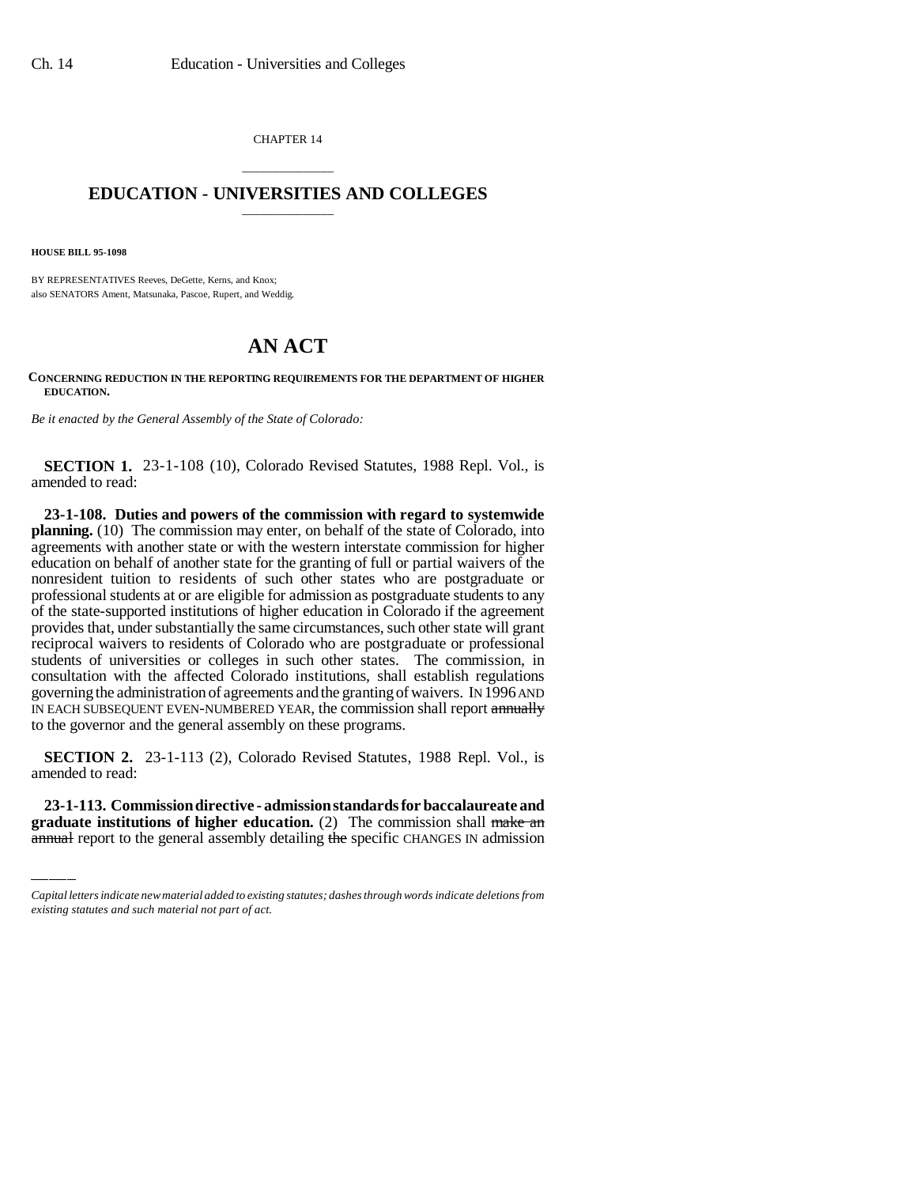CHAPTER 14

# EDUCATION - UNIVERSITIES AND COLLEGES

**HOUSE BILL 95-1098**

BY REPRESENTATIVES Reeves, DeGette, Kerns, and Knox;
also SENATORS Ament, Matsunaka, Pascoe, Rupert, and Weddig.

# AN ACT

**CONCERNING REDUCTION IN THE REPORTING REQUIREMENTS FOR THE DEPARTMENT OF HIGHER EDUCATION.**

*Be it enacted by the General Assembly of the State of Colorado:*

**SECTION 1.** 23-1-108 (10), Colorado Revised Statutes, 1988 Repl. Vol., is amended to read:

**23-1-108. Duties and powers of the commission with regard to systemwide planning.** (10) The commission may enter, on behalf of the state of Colorado, into agreements with another state or with the western interstate commission for higher education on behalf of another state for the granting of full or partial waivers of the nonresident tuition to residents of such other states who are postgraduate or professional students at or are eligible for admission as postgraduate students to any of the state-supported institutions of higher education in Colorado if the agreement provides that, under substantially the same circumstances, such other state will grant reciprocal waivers to residents of Colorado who are postgraduate or professional students of universities or colleges in such other states. The commission, in consultation with the affected Colorado institutions, shall establish regulations governing the administration of agreements and the granting of waivers. IN 1996 AND IN EACH SUBSEQUENT EVEN-NUMBERED YEAR, the commission shall report ~~annually~~ to the governor and the general assembly on these programs.

**SECTION 2.** 23-1-113 (2), Colorado Revised Statutes, 1988 Repl. Vol., is amended to read:

**23-1-113. Commission directive - admission standards for baccalaureate and graduate institutions of higher education.** (2) The commission shall ~~make an annual~~ report to the general assembly detailing ~~the~~ specific CHANGES IN admission

*Capital letters indicate new material added to existing statutes; dashes through words indicate deletions from existing statutes and such material not part of act.*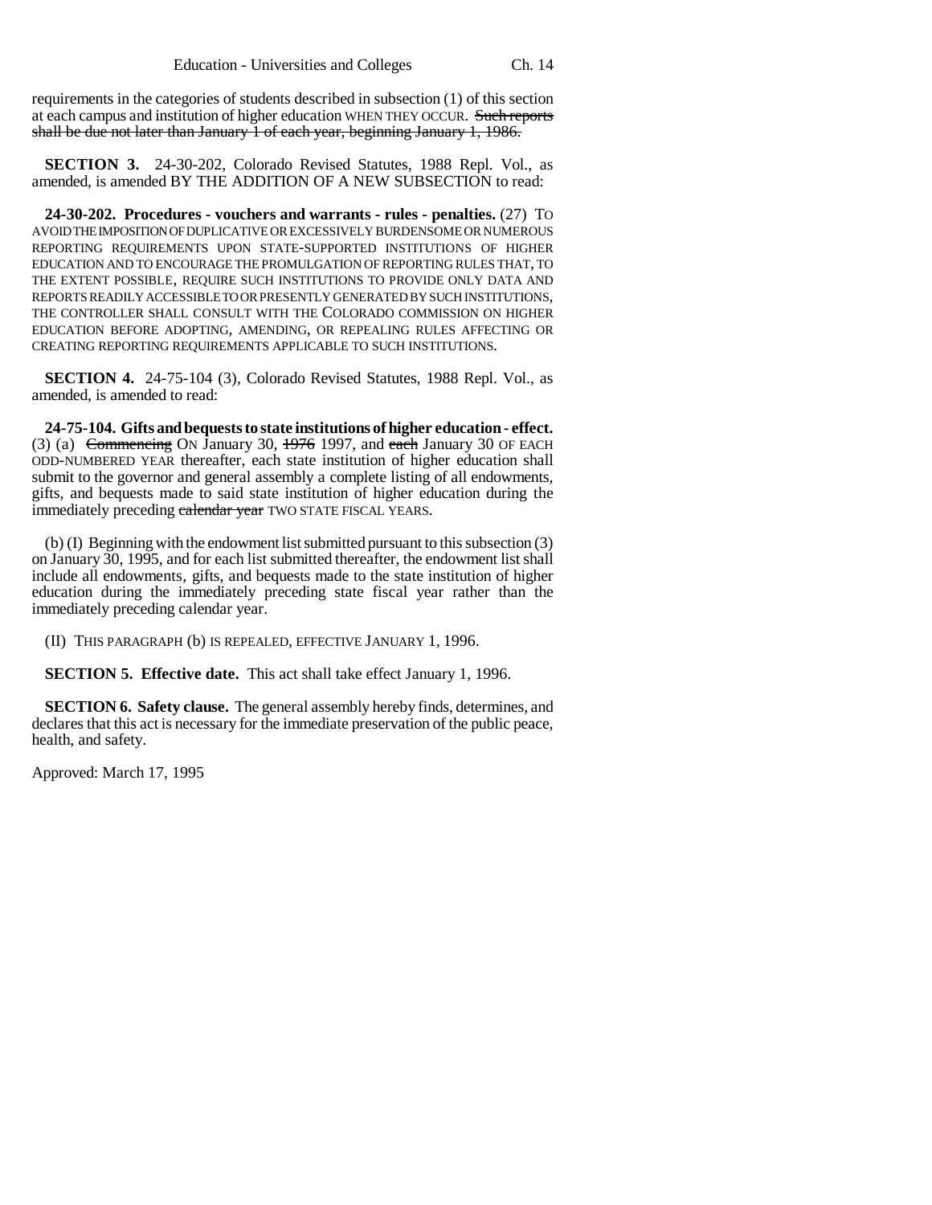requirements in the categories of students described in subsection (1) of this section at each campus and institution of higher education WHEN THEY OCCUR. ~~Such reports shall be due not later than January 1 of each year, beginning January 1, 1986.~~

**SECTION 3.** 24-30-202, Colorado Revised Statutes, 1988 Repl. Vol., as amended, is amended BY THE ADDITION OF A NEW SUBSECTION to read:

**24-30-202. Procedures - vouchers and warrants - rules - penalties.** (27) TO AVOID THE IMPOSITION OF DUPLICATIVE OR EXCESSIVELY BURDENSOME OR NUMEROUS REPORTING REQUIREMENTS UPON STATE-SUPPORTED INSTITUTIONS OF HIGHER EDUCATION AND TO ENCOURAGE THE PROMULGATION OF REPORTING RULES THAT, TO THE EXTENT POSSIBLE, REQUIRE SUCH INSTITUTIONS TO PROVIDE ONLY DATA AND REPORTS READILY ACCESSIBLE TO OR PRESENTLY GENERATED BY SUCH INSTITUTIONS, THE CONTROLLER SHALL CONSULT WITH THE COLORADO COMMISSION ON HIGHER EDUCATION BEFORE ADOPTING, AMENDING, OR REPEALING RULES AFFECTING OR CREATING REPORTING REQUIREMENTS APPLICABLE TO SUCH INSTITUTIONS.

**SECTION 4.** 24-75-104 (3), Colorado Revised Statutes, 1988 Repl. Vol., as amended, is amended to read:

**24-75-104. Gifts and bequests to state institutions of higher education - effect.** (3) (a) ~~Commencing~~ ON January 30, ~~1976~~ 1997, and ~~each~~ January 30 OF EACH ODD-NUMBERED YEAR thereafter, each state institution of higher education shall submit to the governor and general assembly a complete listing of all endowments, gifts, and bequests made to said state institution of higher education during the immediately preceding ~~calendar year~~ TWO STATE FISCAL YEARS.

(b) (I) Beginning with the endowment list submitted pursuant to this subsection (3) on January 30, 1995, and for each list submitted thereafter, the endowment list shall include all endowments, gifts, and bequests made to the state institution of higher education during the immediately preceding state fiscal year rather than the immediately preceding calendar year.

(II) THIS PARAGRAPH (b) IS REPEALED, EFFECTIVE JANUARY 1, 1996.

**SECTION 5. Effective date.** This act shall take effect January 1, 1996.

**SECTION 6. Safety clause.** The general assembly hereby finds, determines, and declares that this act is necessary for the immediate preservation of the public peace, health, and safety.

Approved: March 17, 1995